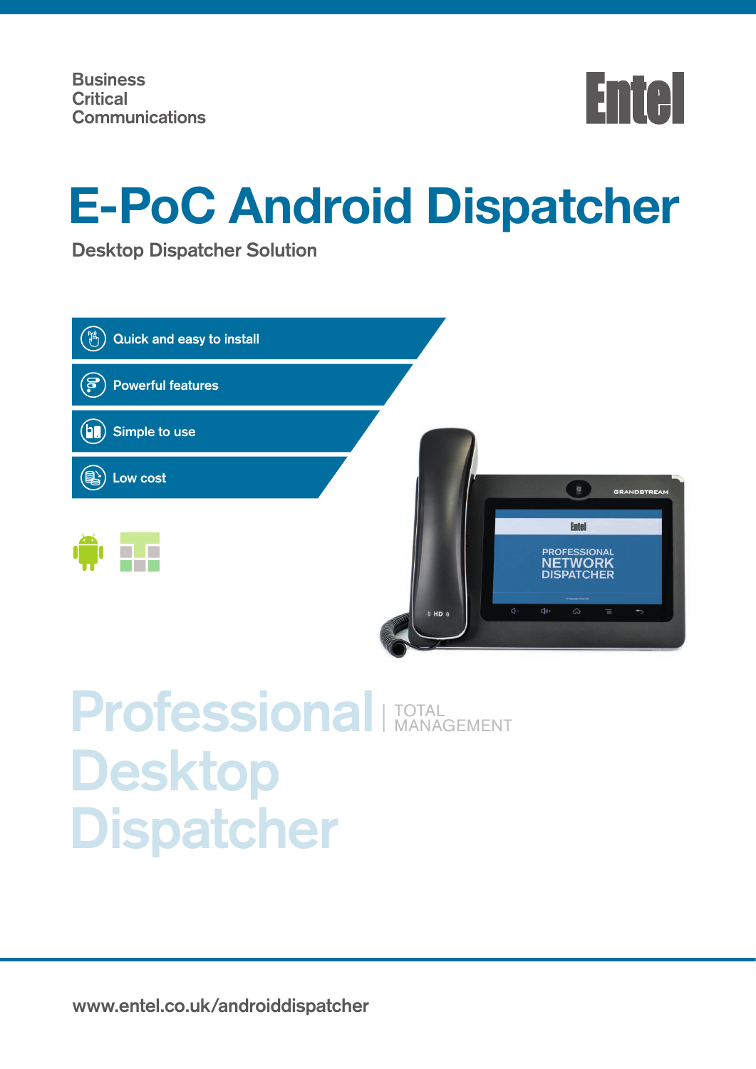Business Critical Communications

Entel

# E-PoC Android Dispatcher

## Desktop Dispatcher Solution

- Quick and easy to install
- Powerful features
- Simple to use
- Low cost

Professional Desktop Dispatcher | TOTAL MANAGEMENT

www.entel.co.uk/androiddispatcher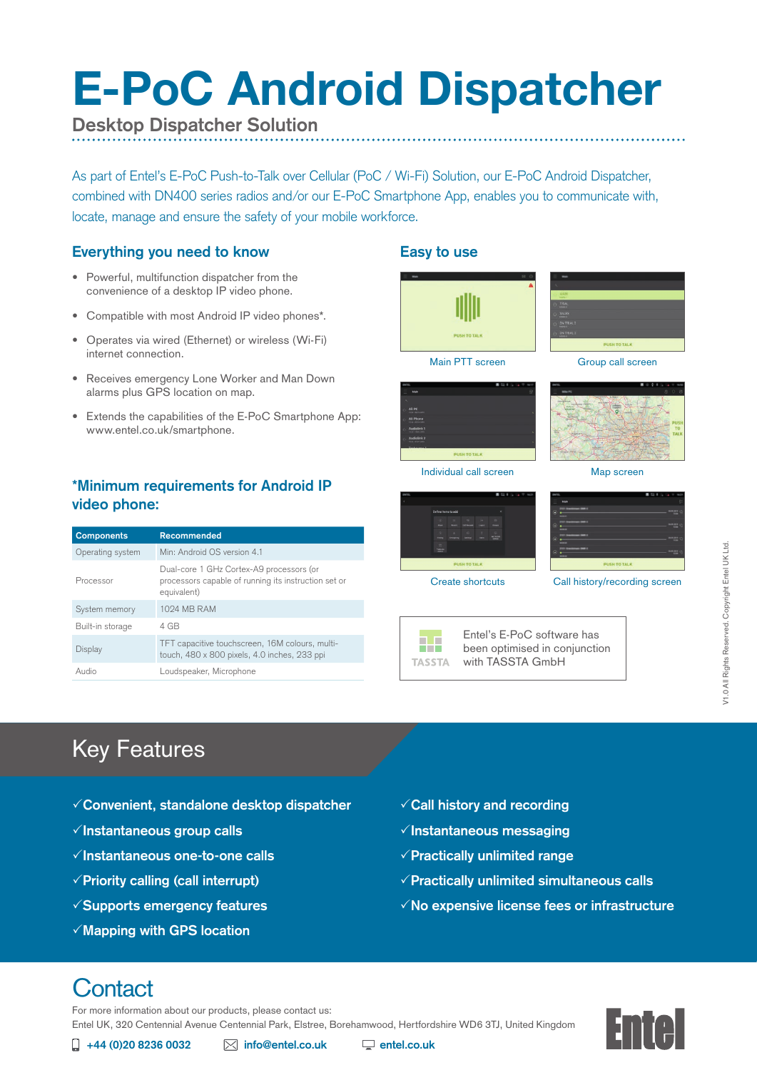# E-PoC Android Dispatcher

## Desktop Dispatcher Solution

As part of Entel's E-PoC Push-to-Talk over Cellular (PoC / Wi-Fi) Solution, our E-PoC Android Dispatcher, combined with DN400 series radios and/or our E-PoC Smartphone App, enables you to communicate with, locate, manage and ensure the safety of your mobile workforce.

### Everything you need to know

- Powerful, multifunction dispatcher from the convenience of a desktop IP video phone.
- Compatible with most Android IP video phones*.
- Operates via wired (Ethernet) or wireless (Wi-Fi) internet connection.
- Receives emergency Lone Worker and Man Down alarms plus GPS location on map.
- Extends the capabilities of the E-PoC Smartphone App: www.entel.co.uk/smartphone.

### *Minimum requirements for Android IP video phone:

| Components | Recommended |
|---|---|
| Operating system | Min: Android OS version 4.1 |
| Processor | Dual-core 1 GHz Cortex-A9 processors (or processors capable of running its instruction set or equivalent) |
| System memory | 1024 MB RAM |
| Built-in storage | 4 GB |
| Display | TFT capacitive touchscreen, 16M colours, multi-touch, 480 x 800 pixels, 4.0 inches, 233 ppi |
| Audio | Loudspeaker, Microphone |

### Easy to use

Main PTT screen

Group call screen

Individual call screen

Map screen

Create shortcuts

Call history/recording screen

TASSTA

Entel's E-PoC software has been optimised in conjunction with TASSTA GmbH

## Key Features

- ✓Convenient, standalone desktop dispatcher
- ✓Instantaneous group calls
- ✓Instantaneous one-to-one calls
- ✓Priority calling (call interrupt)
- ✓Supports emergency features
- ✓Mapping with GPS location
- ✓Call history and recording
- ✓Instantaneous messaging
- ✓Practically unlimited range
- ✓Practically unlimited simultaneous calls
- ✓No expensive license fees or infrastructure

## Contact

For more information about our products, please contact us:

Entel UK, 320 Centennial Avenue Centennial Park, Elstree, Borehamwood, Hertfordshire WD6 3TJ, United Kingdom

+44 (0)20 8236 0032 info@entel.co.uk entel.co.uk

Entel

V1.0 All Rights Reserved. Copyright Entel UK Ltd.